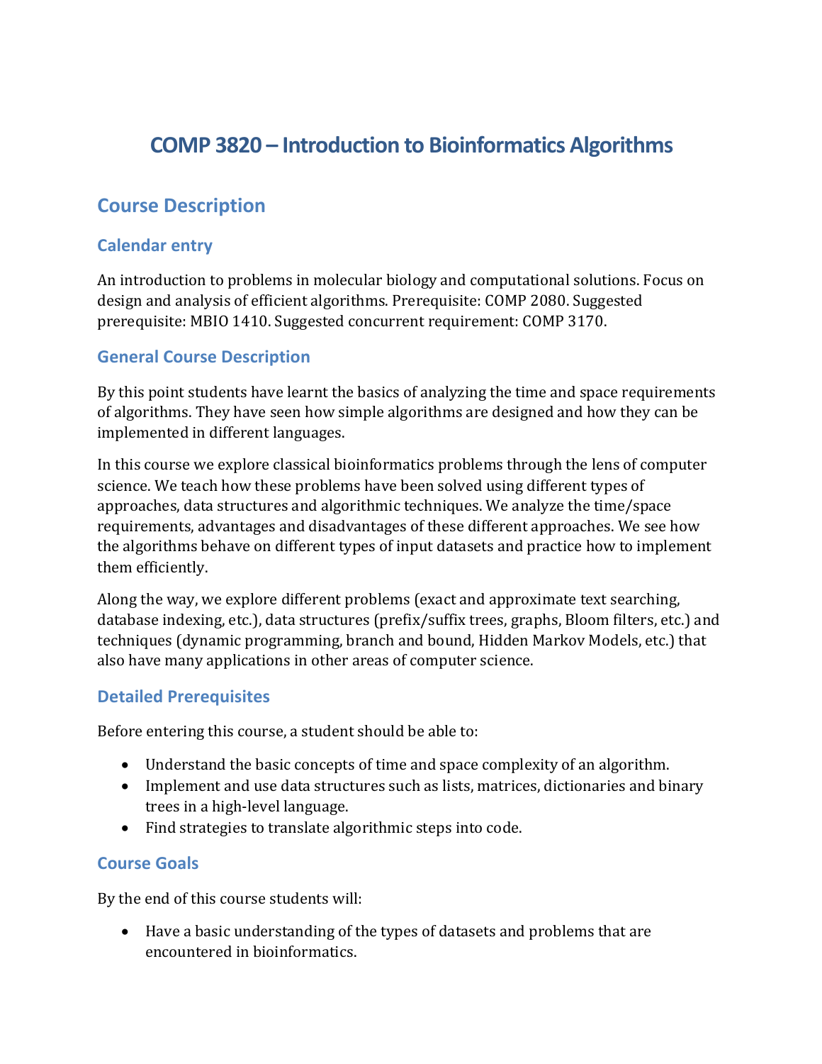# COMP 3820 – Introduction to Bioinformatics Algorithms

## Course Description

### Calendar entry

An introduction to problems in molecular biology and computational solutions. Focus on design and analysis of efficient algorithms. Prerequisite: COMP 2080. Suggested prerequisite: MBIO 1410. Suggested concurrent requirement: COMP 3170.

### General Course Description

By this point students have learnt the basics of analyzing the time and space requirements of algorithms. They have seen how simple algorithms are designed and how they can be implemented in different languages.

In this course we explore classical bioinformatics problems through the lens of computer science. We teach how these problems have been solved using different types of approaches, data structures and algorithmic techniques. We analyze the time/space requirements, advantages and disadvantages of these different approaches. We see how the algorithms behave on different types of input datasets and practice how to implement them efficiently.

Along the way, we explore different problems (exact and approximate text searching, database indexing, etc.), data structures (prefix/suffix trees, graphs, Bloom filters, etc.) and techniques (dynamic programming, branch and bound, Hidden Markov Models, etc.) that also have many applications in other areas of computer science.

### Detailed Prerequisites

Before entering this course, a student should be able to:

- Understand the basic concepts of time and space complexity of an algorithm.
- Implement and use data structures such as lists, matrices, dictionaries and binary trees in a high-level language.
- Find strategies to translate algorithmic steps into code.

### Course Goals

By the end of this course students will:

- Have a basic understanding of the types of datasets and problems that are encountered in bioinformatics.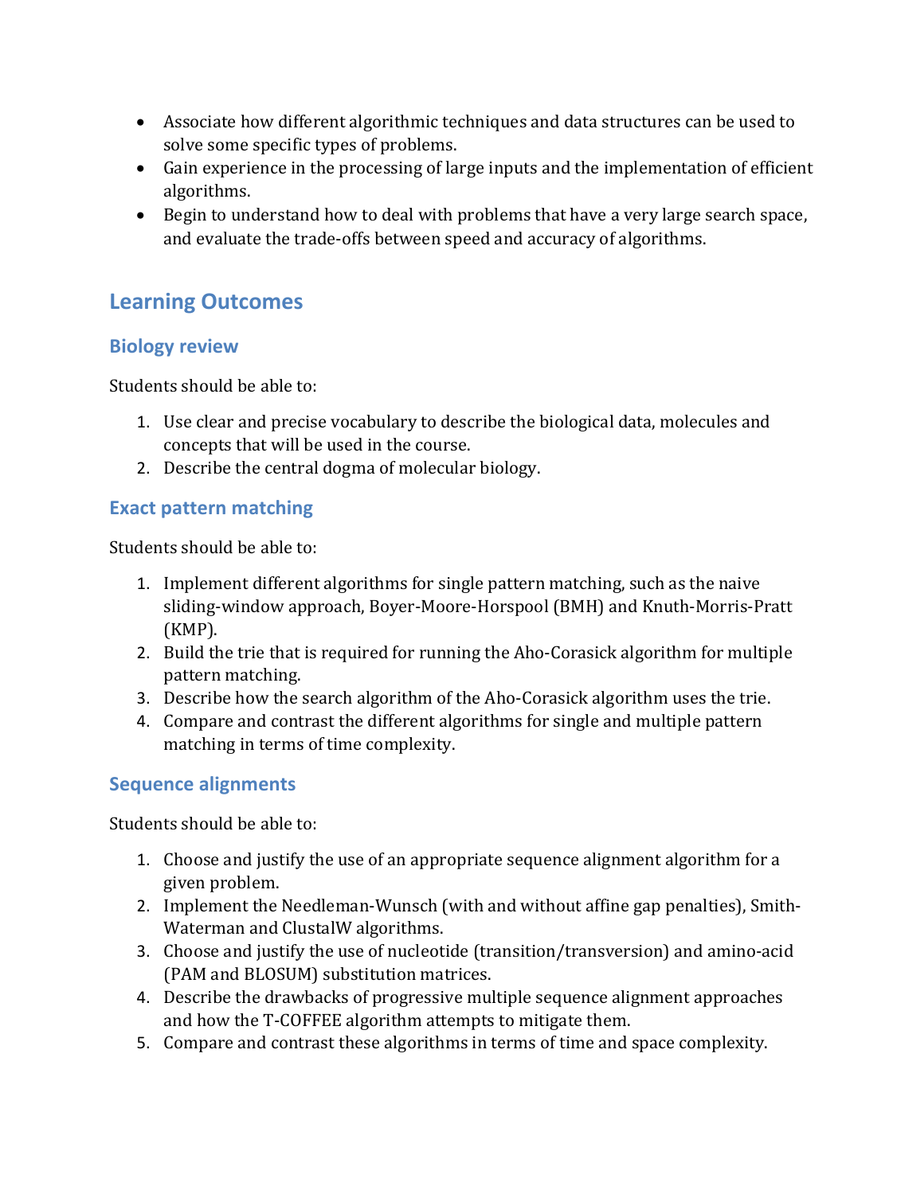- Associate how different algorithmic techniques and data structures can be used to solve some specific types of problems.
- Gain experience in the processing of large inputs and the implementation of efficient algorithms.
- Begin to understand how to deal with problems that have a very large search space, and evaluate the trade-offs between speed and accuracy of algorithms.

## Learning Outcomes

### Biology review

Students should be able to:

1. Use clear and precise vocabulary to describe the biological data, molecules and concepts that will be used in the course.
2. Describe the central dogma of molecular biology.

### Exact pattern matching

Students should be able to:

1. Implement different algorithms for single pattern matching, such as the naive sliding-window approach, Boyer-Moore-Horspool (BMH) and Knuth-Morris-Pratt (KMP).
2. Build the trie that is required for running the Aho-Corasick algorithm for multiple pattern matching.
3. Describe how the search algorithm of the Aho-Corasick algorithm uses the trie.
4. Compare and contrast the different algorithms for single and multiple pattern matching in terms of time complexity.

### Sequence alignments

Students should be able to:

1. Choose and justify the use of an appropriate sequence alignment algorithm for a given problem.
2. Implement the Needleman-Wunsch (with and without affine gap penalties), Smith-Waterman and ClustalW algorithms.
3. Choose and justify the use of nucleotide (transition/transversion) and amino-acid (PAM and BLOSUM) substitution matrices.
4. Describe the drawbacks of progressive multiple sequence alignment approaches and how the T-COFFEE algorithm attempts to mitigate them.
5. Compare and contrast these algorithms in terms of time and space complexity.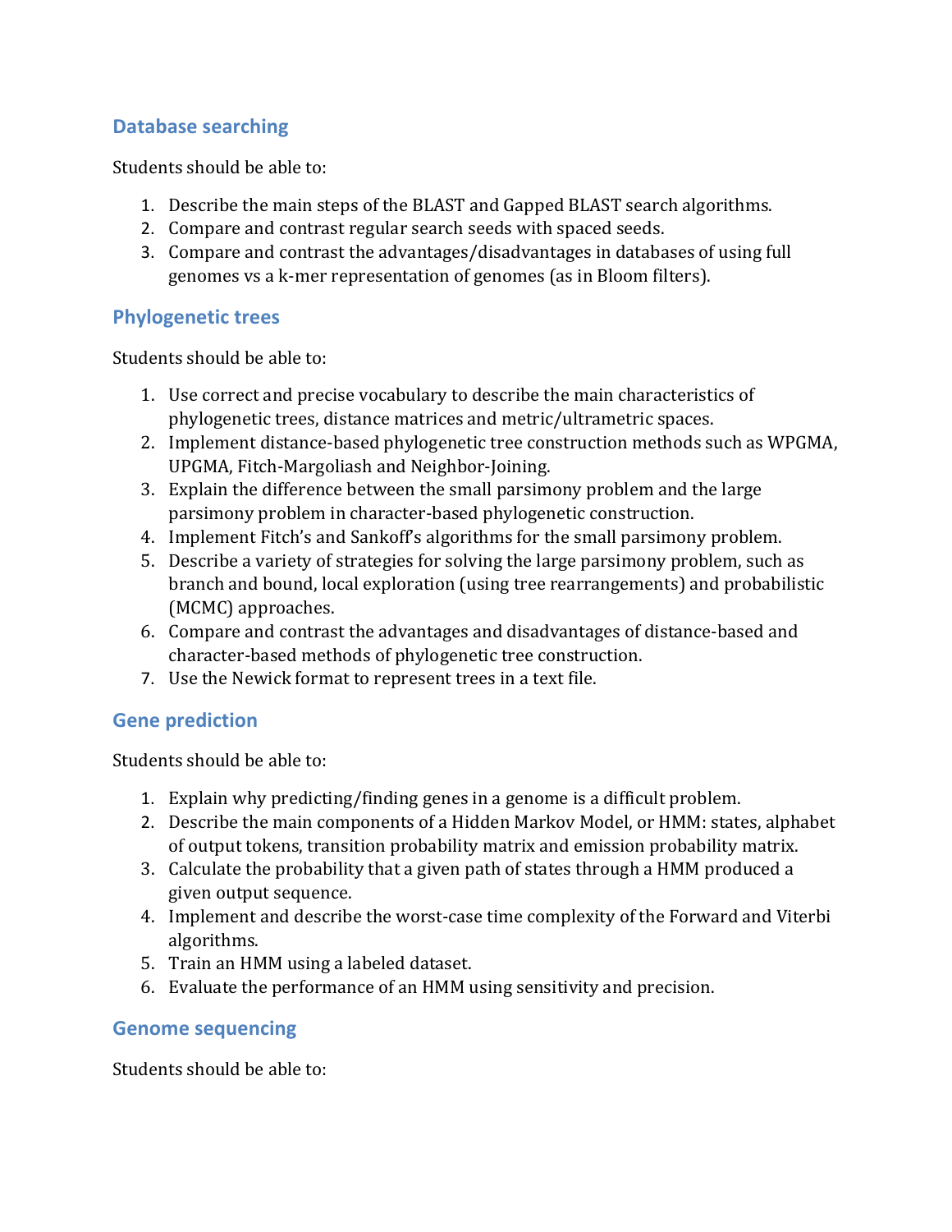## Database searching

Students should be able to:

1. Describe the main steps of the BLAST and Gapped BLAST search algorithms.
2. Compare and contrast regular search seeds with spaced seeds.
3. Compare and contrast the advantages/disadvantages in databases of using full genomes vs a k-mer representation of genomes (as in Bloom filters).

## Phylogenetic trees

Students should be able to:

1. Use correct and precise vocabulary to describe the main characteristics of phylogenetic trees, distance matrices and metric/ultrametric spaces.
2. Implement distance-based phylogenetic tree construction methods such as WPGMA, UPGMA, Fitch-Margoliash and Neighbor-Joining.
3. Explain the difference between the small parsimony problem and the large parsimony problem in character-based phylogenetic construction.
4. Implement Fitch's and Sankoff's algorithms for the small parsimony problem.
5. Describe a variety of strategies for solving the large parsimony problem, such as branch and bound, local exploration (using tree rearrangements) and probabilistic (MCMC) approaches.
6. Compare and contrast the advantages and disadvantages of distance-based and character-based methods of phylogenetic tree construction.
7. Use the Newick format to represent trees in a text file.

## Gene prediction

Students should be able to:

1. Explain why predicting/finding genes in a genome is a difficult problem.
2. Describe the main components of a Hidden Markov Model, or HMM: states, alphabet of output tokens, transition probability matrix and emission probability matrix.
3. Calculate the probability that a given path of states through a HMM produced a given output sequence.
4. Implement and describe the worst-case time complexity of the Forward and Viterbi algorithms.
5. Train an HMM using a labeled dataset.
6. Evaluate the performance of an HMM using sensitivity and precision.

## Genome sequencing

Students should be able to: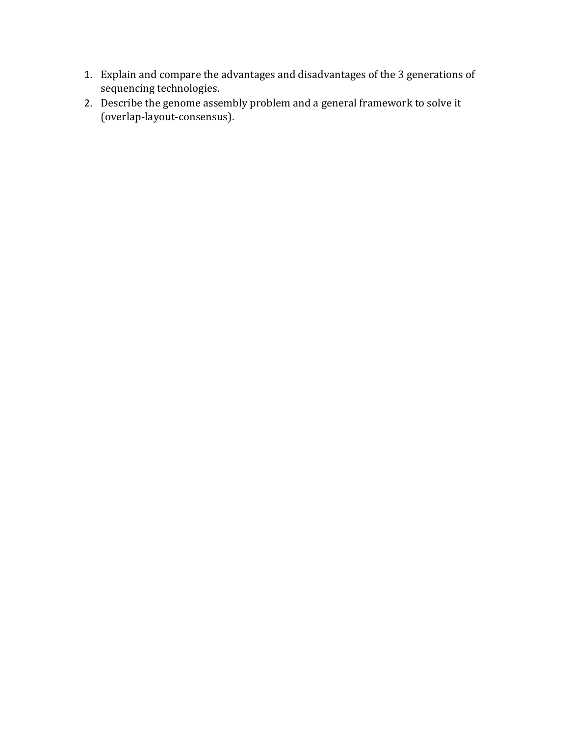1. Explain and compare the advantages and disadvantages of the 3 generations of sequencing technologies.
2. Describe the genome assembly problem and a general framework to solve it (overlap-layout-consensus).